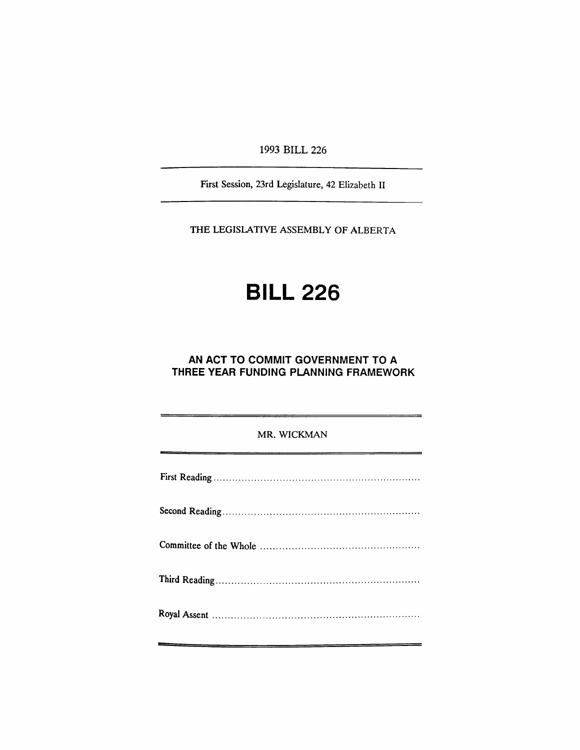1993 BILL 226

---

First Session, 23rd Legislature, 42 Elizabeth II

---

THE LEGISLATIVE ASSEMBLY OF ALBERTA

# BILL 226

## AN ACT TO COMMIT GOVERNMENT TO A THREE YEAR FUNDING PLANNING FRAMEWORK

---

MR. WICKMAN

---

First Reading ..................................................................

Second Reading ..............................................................

Committee of the Whole ..................................................

Third Reading .................................................................

Royal Assent ..................................................................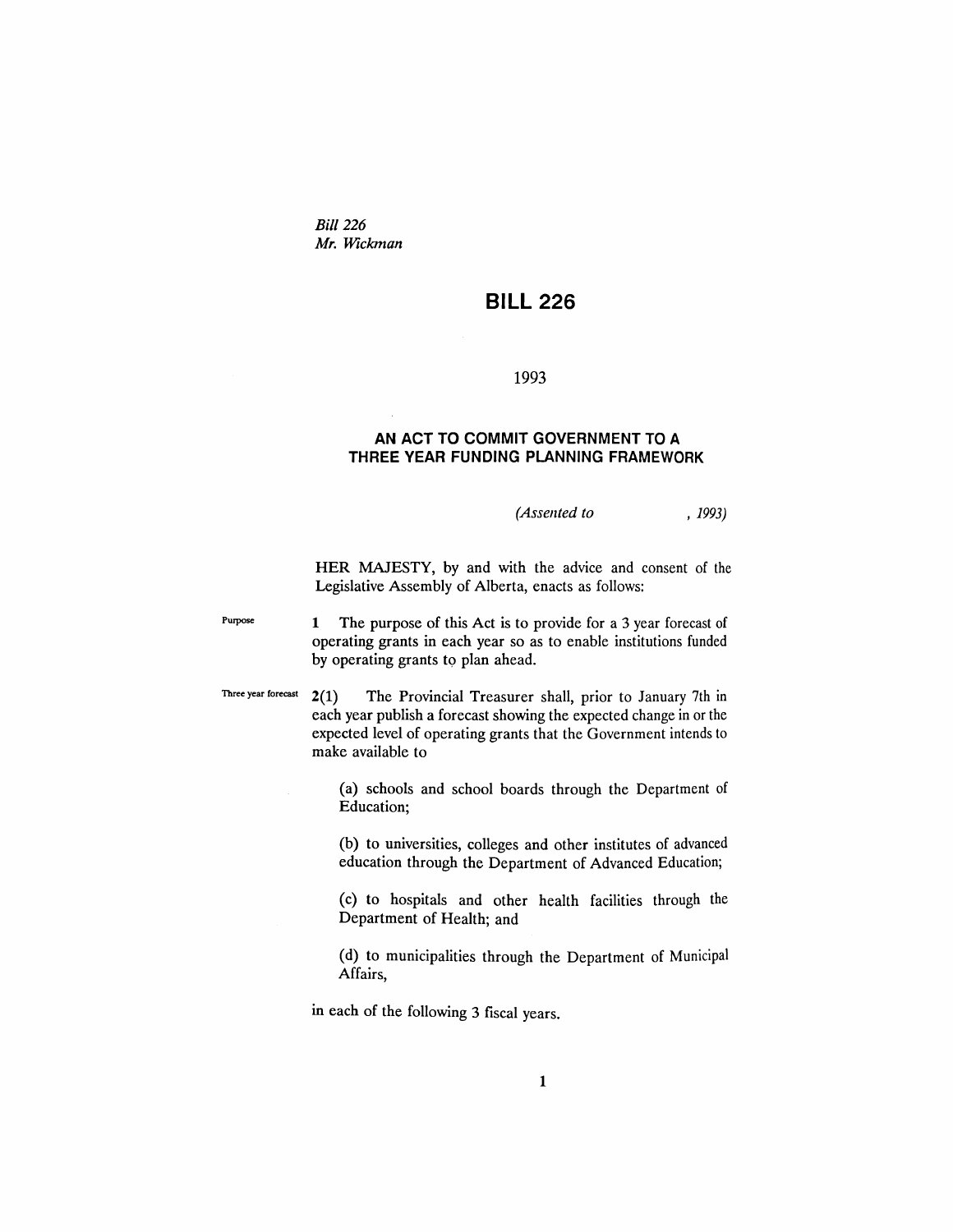*Bill 226*
*Mr. Wickman*

# BILL 226

1993

## AN ACT TO COMMIT GOVERNMENT TO A THREE YEAR FUNDING PLANNING FRAMEWORK

*(Assented to , 1993)*

HER MAJESTY, by and with the advice and consent of the Legislative Assembly of Alberta, enacts as follows:

Purpose

**1** The purpose of this Act is to provide for a 3 year forecast of operating grants in each year so as to enable institutions funded by operating grants to plan ahead.

Three year forecast

**2(1)** The Provincial Treasurer shall, prior to January 7th in each year publish a forecast showing the expected change in or the expected level of operating grants that the Government intends to make available to

(a) schools and school boards through the Department of Education;

(b) to universities, colleges and other institutes of advanced education through the Department of Advanced Education;

(c) to hospitals and other health facilities through the Department of Health; and

(d) to municipalities through the Department of Municipal Affairs,

in each of the following 3 fiscal years.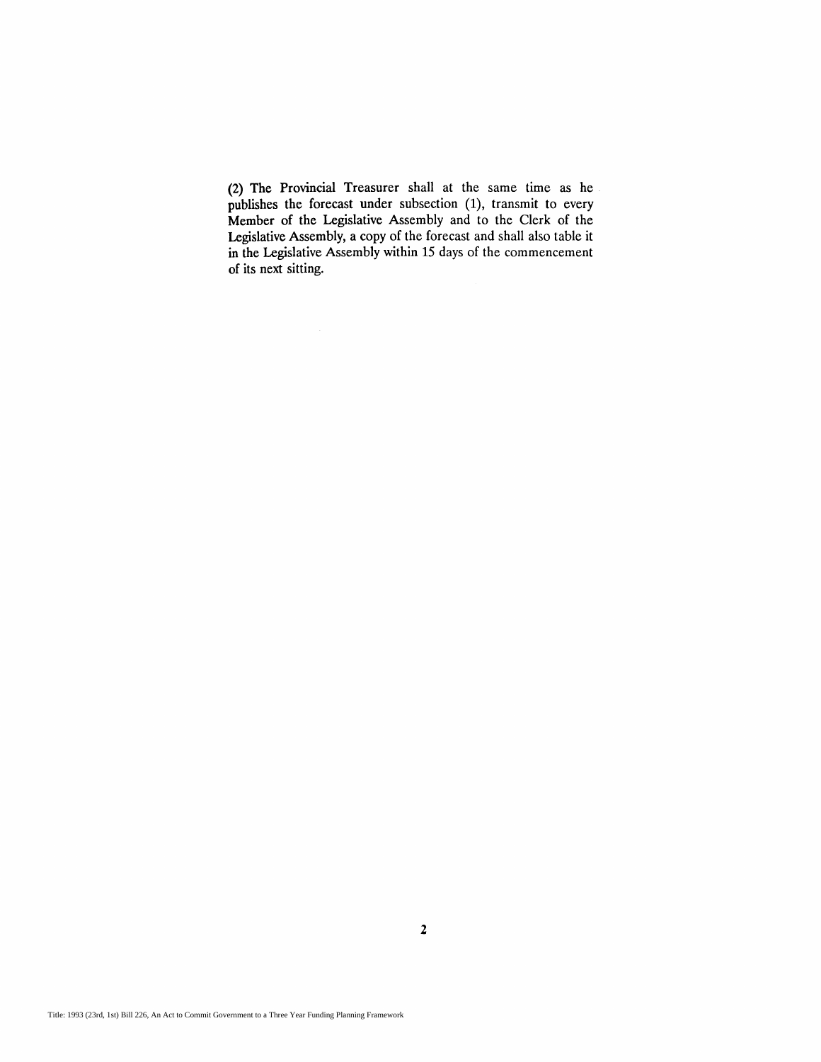(2) The Provincial Treasurer shall at the same time as he publishes the forecast under subsection (1), transmit to every Member of the Legislative Assembly and to the Clerk of the Legislative Assembly, a copy of the forecast and shall also table it in the Legislative Assembly within 15 days of the commencement of its next sitting.